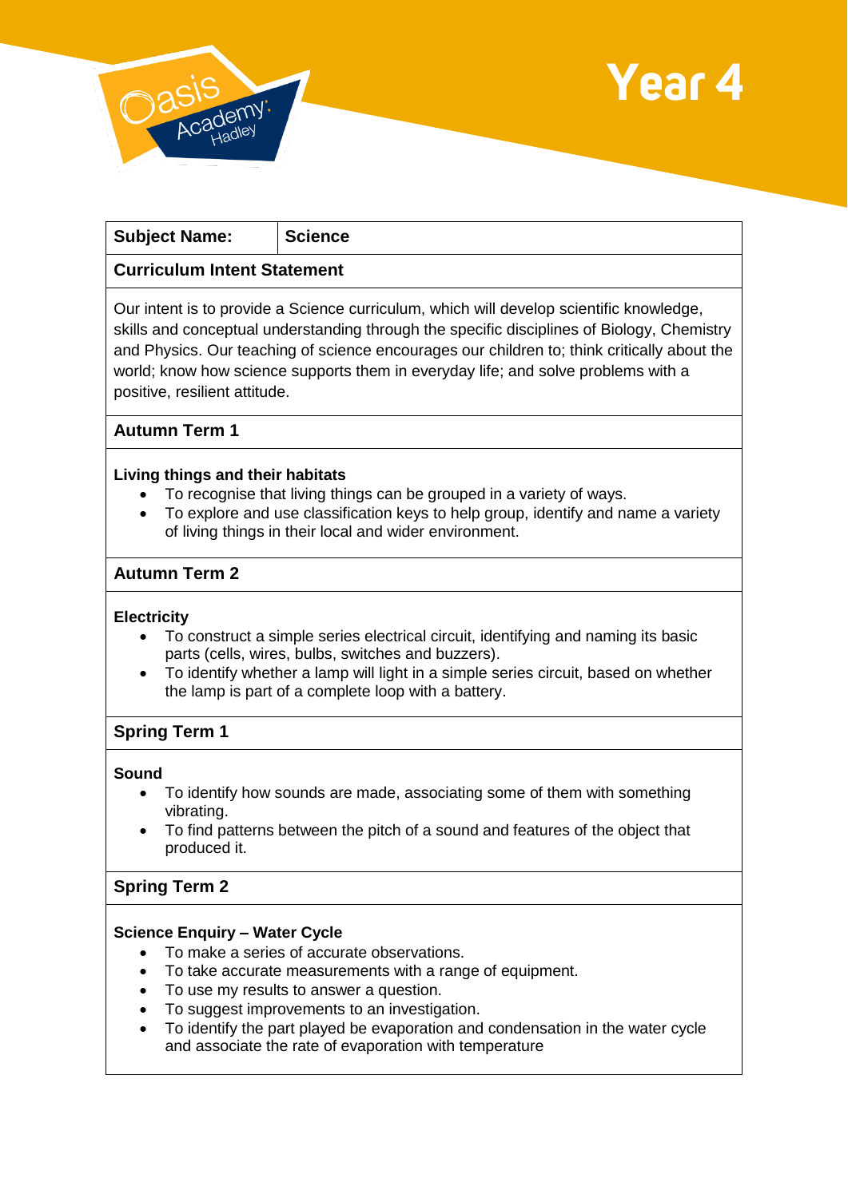# Year 4

| Subject Name: | Science |
|---|---|

**Curriculum Intent Statement**

Our intent is to provide a Science curriculum, which will develop scientific knowledge, skills and conceptual understanding through the specific disciplines of Biology, Chemistry and Physics. Our teaching of science encourages our children to; think critically about the world; know how science supports them in everyday life; and solve problems with a positive, resilient attitude.

## Autumn Term 1

**Living things and their habitats**

- To recognise that living things can be grouped in a variety of ways.
- To explore and use classification keys to help group, identify and name a variety of living things in their local and wider environment.

## Autumn Term 2

**Electricity**

- To construct a simple series electrical circuit, identifying and naming its basic parts (cells, wires, bulbs, switches and buzzers).
- To identify whether a lamp will light in a simple series circuit, based on whether the lamp is part of a complete loop with a battery.

## Spring Term 1

**Sound**

- To identify how sounds are made, associating some of them with something vibrating.
- To find patterns between the pitch of a sound and features of the object that produced it.

## Spring Term 2

**Science Enquiry – Water Cycle**

- To make a series of accurate observations.
- To take accurate measurements with a range of equipment.
- To use my results to answer a question.
- To suggest improvements to an investigation.
- To identify the part played be evaporation and condensation in the water cycle and associate the rate of evaporation with temperature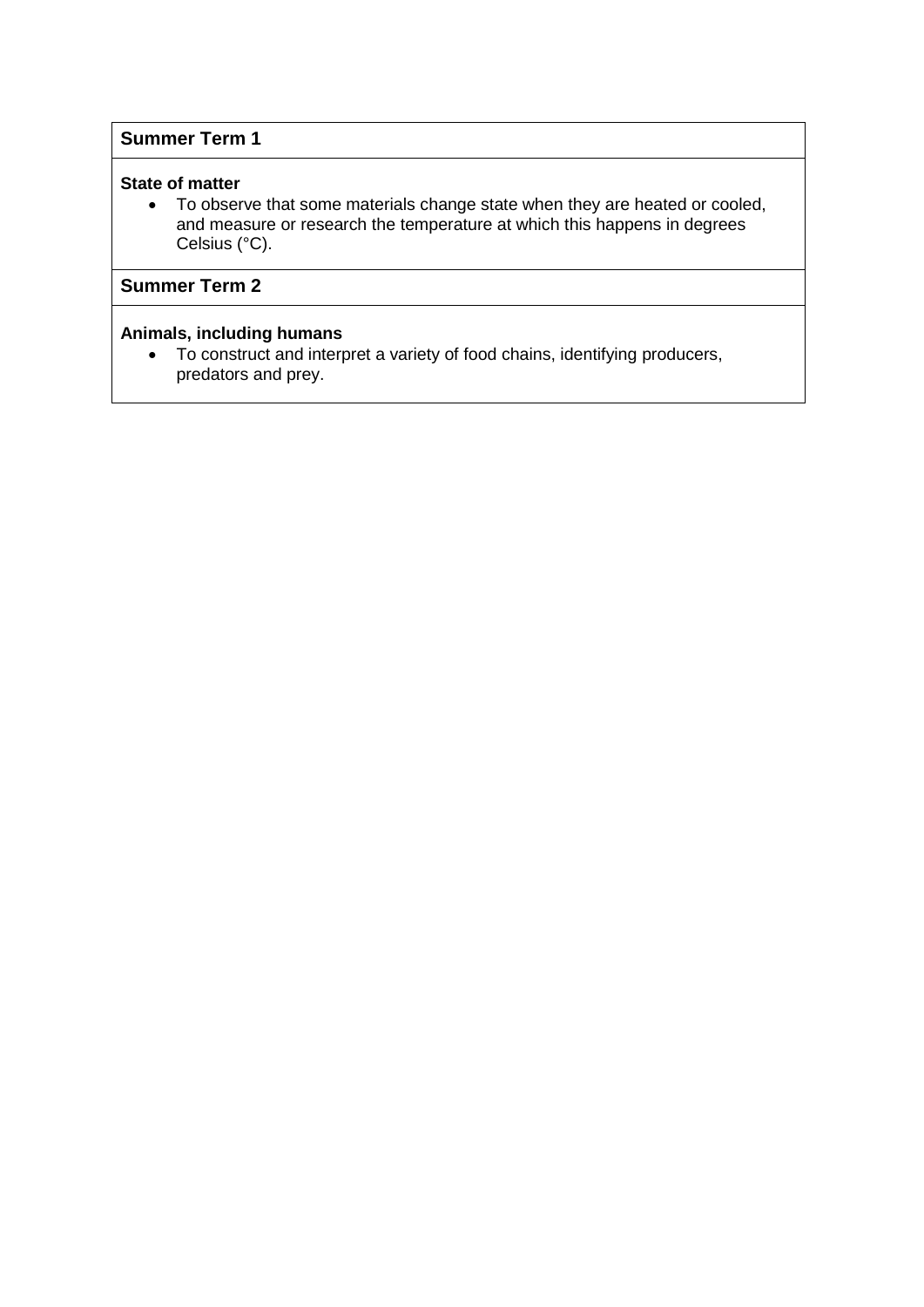## Summer Term 1

**State of matter**

- To observe that some materials change state when they are heated or cooled, and measure or research the temperature at which this happens in degrees Celsius (°C).

## Summer Term 2

**Animals, including humans**

- To construct and interpret a variety of food chains, identifying producers, predators and prey.